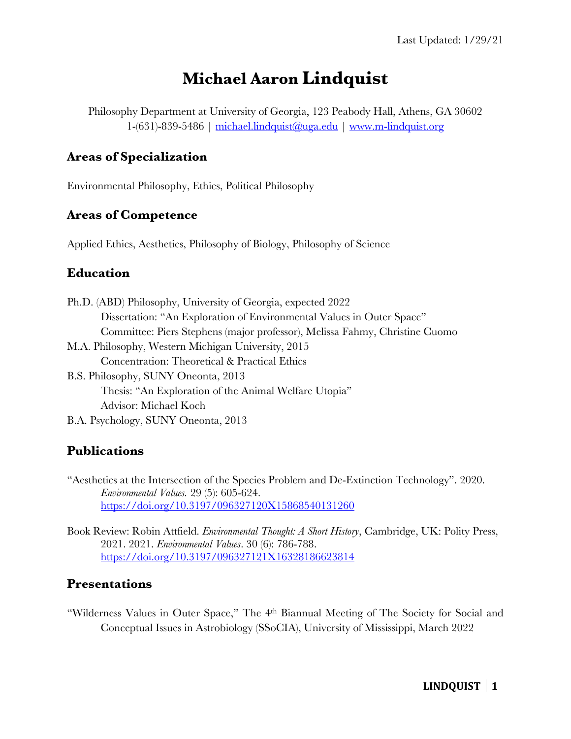Last Updated: 1/29/21

# Michael Aaron Lindquist

Philosophy Department at University of Georgia, 123 Peabody Hall, Athens, GA 30602
1-(631)-839-5486 | michael.lindquist@uga.edu | www.m-lindquist.org

## Areas of Specialization

Environmental Philosophy, Ethics, Political Philosophy

## Areas of Competence

Applied Ethics, Aesthetics, Philosophy of Biology, Philosophy of Science

## Education

Ph.D. (ABD) Philosophy, University of Georgia, expected 2022
  Dissertation: "An Exploration of Environmental Values in Outer Space"
  Committee: Piers Stephens (major professor), Melissa Fahmy, Christine Cuomo

M.A. Philosophy, Western Michigan University, 2015
  Concentration: Theoretical & Practical Ethics

B.S. Philosophy, SUNY Oneonta, 2013
  Thesis: "An Exploration of the Animal Welfare Utopia"
  Advisor: Michael Koch

B.A. Psychology, SUNY Oneonta, 2013

## Publications

"Aesthetics at the Intersection of the Species Problem and De-Extinction Technology". 2020. *Environmental Values.* 29 (5): 605-624. https://doi.org/10.3197/096327120X15868540131260

Book Review: Robin Attfield. *Environmental Thought: A Short History*, Cambridge, UK: Polity Press, 2021. 2021. *Environmental Values*. 30 (6): 786-788. https://doi.org/10.3197/096327121X16328186623814

## Presentations

"Wilderness Values in Outer Space," The 4th Biannual Meeting of The Society for Social and Conceptual Issues in Astrobiology (SSoCIA), University of Mississippi, March 2022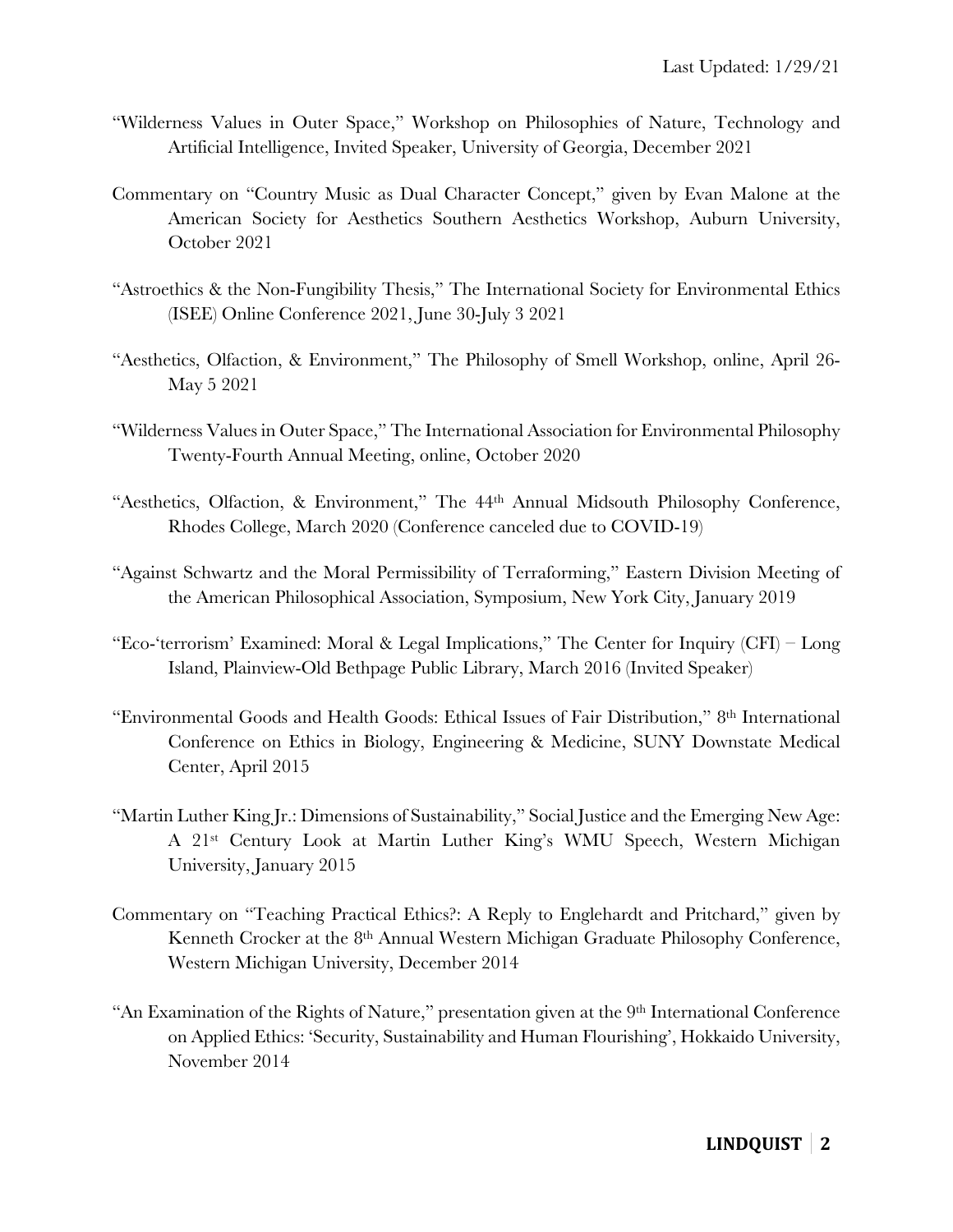"Wilderness Values in Outer Space," Workshop on Philosophies of Nature, Technology and Artificial Intelligence, Invited Speaker, University of Georgia, December 2021

Commentary on "Country Music as Dual Character Concept," given by Evan Malone at the American Society for Aesthetics Southern Aesthetics Workshop, Auburn University, October 2021

"Astroethics & the Non-Fungibility Thesis," The International Society for Environmental Ethics (ISEE) Online Conference 2021, June 30-July 3 2021

"Aesthetics, Olfaction, & Environment," The Philosophy of Smell Workshop, online, April 26-May 5 2021

"Wilderness Values in Outer Space," The International Association for Environmental Philosophy Twenty-Fourth Annual Meeting, online, October 2020

"Aesthetics, Olfaction, & Environment," The 44th Annual Midsouth Philosophy Conference, Rhodes College, March 2020 (Conference canceled due to COVID-19)

"Against Schwartz and the Moral Permissibility of Terraforming," Eastern Division Meeting of the American Philosophical Association, Symposium, New York City, January 2019

"Eco-'terrorism' Examined: Moral & Legal Implications," The Center for Inquiry (CFI) – Long Island, Plainview-Old Bethpage Public Library, March 2016 (Invited Speaker)

"Environmental Goods and Health Goods: Ethical Issues of Fair Distribution," 8th International Conference on Ethics in Biology, Engineering & Medicine, SUNY Downstate Medical Center, April 2015

"Martin Luther King Jr.: Dimensions of Sustainability," Social Justice and the Emerging New Age: A 21st Century Look at Martin Luther King's WMU Speech, Western Michigan University, January 2015

Commentary on "Teaching Practical Ethics?: A Reply to Englehardt and Pritchard," given by Kenneth Crocker at the 8th Annual Western Michigan Graduate Philosophy Conference, Western Michigan University, December 2014

"An Examination of the Rights of Nature," presentation given at the 9th International Conference on Applied Ethics: 'Security, Sustainability and Human Flourishing', Hokkaido University, November 2014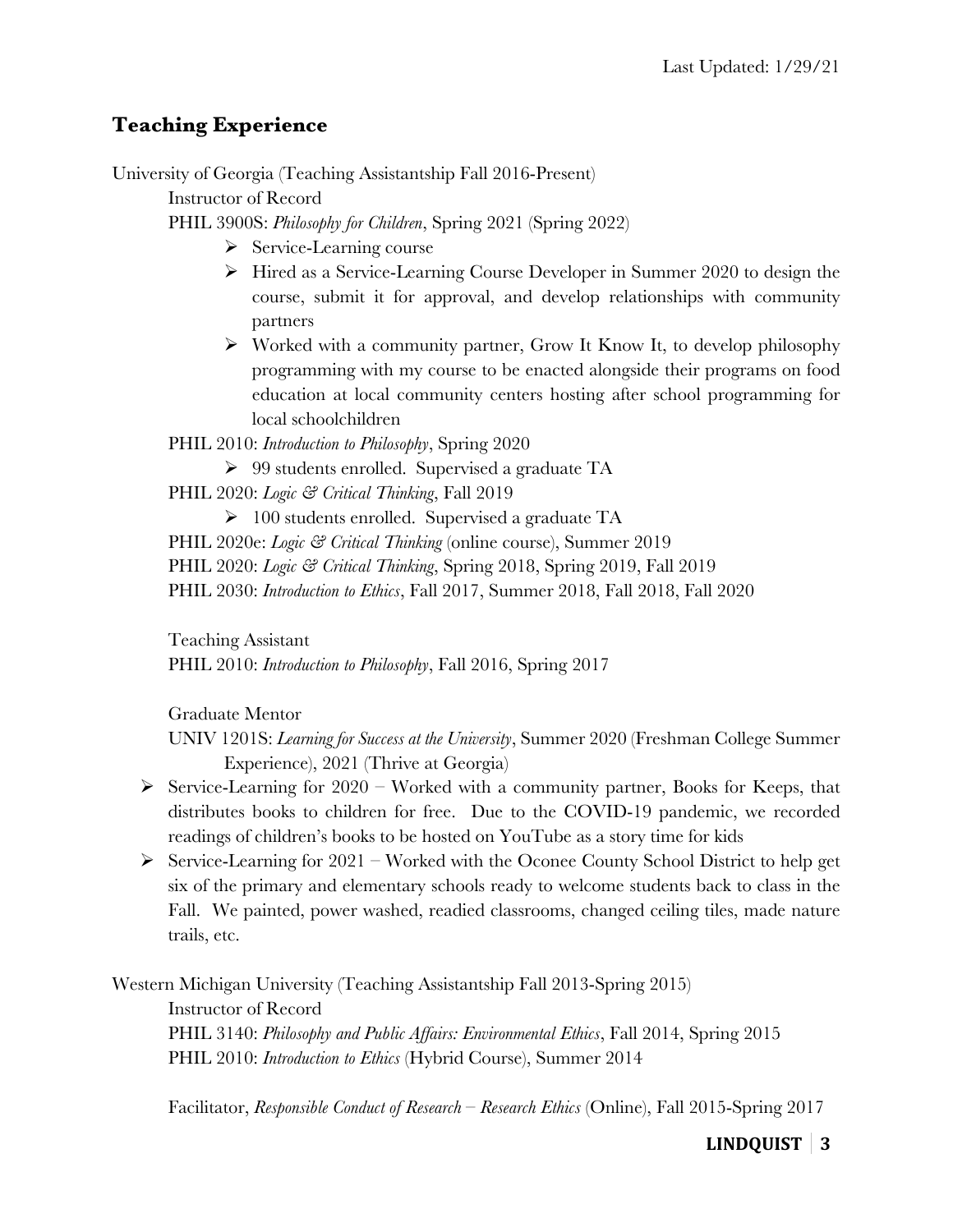Last Updated: 1/29/21

## Teaching Experience

University of Georgia (Teaching Assistantship Fall 2016-Present)

Instructor of Record

PHIL 3900S: *Philosophy for Children*, Spring 2021 (Spring 2022)

- Service-Learning course
- Hired as a Service-Learning Course Developer in Summer 2020 to design the course, submit it for approval, and develop relationships with community partners
- Worked with a community partner, Grow It Know It, to develop philosophy programming with my course to be enacted alongside their programs on food education at local community centers hosting after school programming for local schoolchildren

PHIL 2010: *Introduction to Philosophy*, Spring 2020

- 99 students enrolled. Supervised a graduate TA

PHIL 2020: *Logic & Critical Thinking*, Fall 2019

- 100 students enrolled. Supervised a graduate TA

PHIL 2020e: *Logic & Critical Thinking* (online course), Summer 2019

PHIL 2020: *Logic & Critical Thinking*, Spring 2018, Spring 2019, Fall 2019

PHIL 2030: *Introduction to Ethics*, Fall 2017, Summer 2018, Fall 2018, Fall 2020

Teaching Assistant

PHIL 2010: *Introduction to Philosophy*, Fall 2016, Spring 2017

Graduate Mentor

UNIV 1201S: *Learning for Success at the University*, Summer 2020 (Freshman College Summer Experience), 2021 (Thrive at Georgia)

- Service-Learning for 2020 – Worked with a community partner, Books for Keeps, that distributes books to children for free. Due to the COVID-19 pandemic, we recorded readings of children's books to be hosted on YouTube as a story time for kids
- Service-Learning for 2021 – Worked with the Oconee County School District to help get six of the primary and elementary schools ready to welcome students back to class in the Fall. We painted, power washed, readied classrooms, changed ceiling tiles, made nature trails, etc.

Western Michigan University (Teaching Assistantship Fall 2013-Spring 2015)

Instructor of Record

PHIL 3140: *Philosophy and Public Affairs: Environmental Ethics*, Fall 2014, Spring 2015

PHIL 2010: *Introduction to Ethics* (Hybrid Course), Summer 2014

Facilitator, *Responsible Conduct of Research – Research Ethics* (Online), Fall 2015-Spring 2017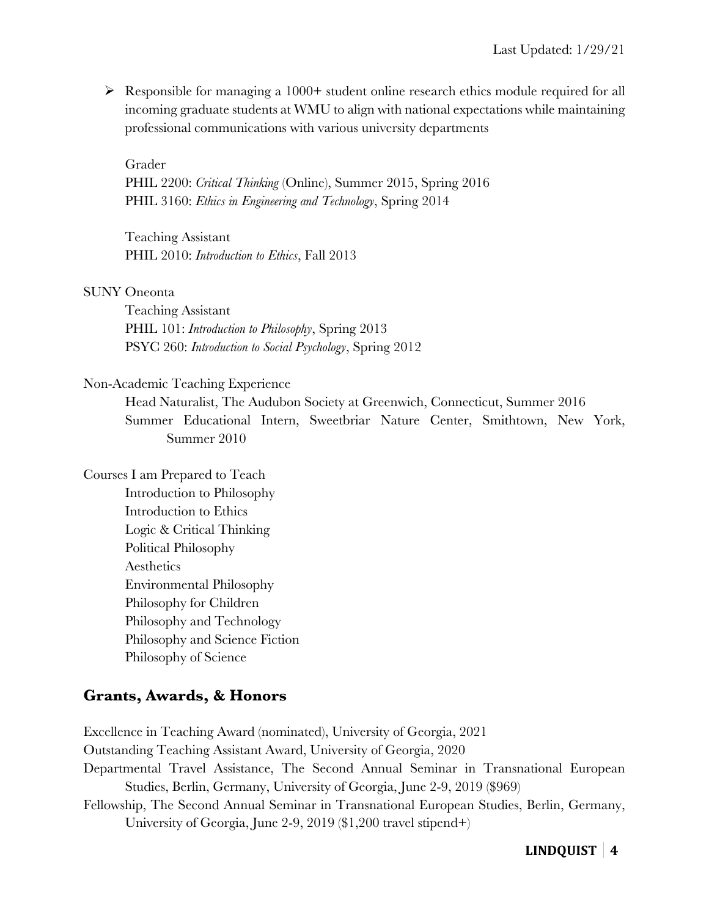- Responsible for managing a 1000+ student online research ethics module required for all incoming graduate students at WMU to align with national expectations while maintaining professional communications with various university departments

Grader
PHIL 2200: *Critical Thinking* (Online), Summer 2015, Spring 2016
PHIL 3160: *Ethics in Engineering and Technology*, Spring 2014

Teaching Assistant
PHIL 2010: *Introduction to Ethics*, Fall 2013

SUNY Oneonta

Teaching Assistant
PHIL 101: *Introduction to Philosophy*, Spring 2013
PSYC 260: *Introduction to Social Psychology*, Spring 2012

Non-Academic Teaching Experience

Head Naturalist, The Audubon Society at Greenwich, Connecticut, Summer 2016
Summer Educational Intern, Sweetbriar Nature Center, Smithtown, New York, Summer 2010

Courses I am Prepared to Teach

Introduction to Philosophy
Introduction to Ethics
Logic & Critical Thinking
Political Philosophy
Aesthetics
Environmental Philosophy
Philosophy for Children
Philosophy and Technology
Philosophy and Science Fiction
Philosophy of Science

## Grants, Awards, & Honors

Excellence in Teaching Award (nominated), University of Georgia, 2021
Outstanding Teaching Assistant Award, University of Georgia, 2020
Departmental Travel Assistance, The Second Annual Seminar in Transnational European Studies, Berlin, Germany, University of Georgia, June 2-9, 2019 ($969)
Fellowship, The Second Annual Seminar in Transnational European Studies, Berlin, Germany, University of Georgia, June 2-9, 2019 ($1,200 travel stipend+)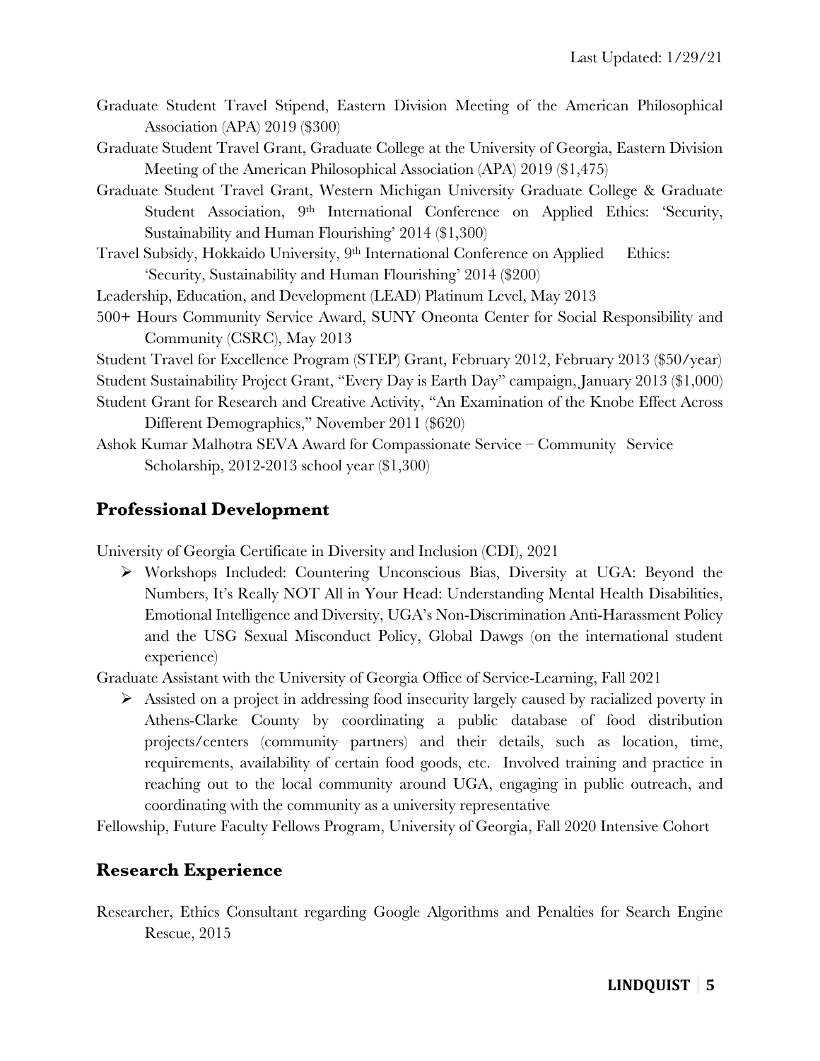Graduate Student Travel Stipend, Eastern Division Meeting of the American Philosophical Association (APA) 2019 ($300)

Graduate Student Travel Grant, Graduate College at the University of Georgia, Eastern Division Meeting of the American Philosophical Association (APA) 2019 ($1,475)

Graduate Student Travel Grant, Western Michigan University Graduate College & Graduate Student Association, 9th International Conference on Applied Ethics: 'Security, Sustainability and Human Flourishing' 2014 ($1,300)

Travel Subsidy, Hokkaido University, 9th International Conference on Applied Ethics: 'Security, Sustainability and Human Flourishing' 2014 ($200)

Leadership, Education, and Development (LEAD) Platinum Level, May 2013

500+ Hours Community Service Award, SUNY Oneonta Center for Social Responsibility and Community (CSRC), May 2013

Student Travel for Excellence Program (STEP) Grant, February 2012, February 2013 ($50/year)

Student Sustainability Project Grant, "Every Day is Earth Day" campaign, January 2013 ($1,000)

Student Grant for Research and Creative Activity, "An Examination of the Knobe Effect Across Different Demographics," November 2011 ($620)

Ashok Kumar Malhotra SEVA Award for Compassionate Service – Community Service Scholarship, 2012-2013 school year ($1,300)

## Professional Development

University of Georgia Certificate in Diversity and Inclusion (CDI), 2021

- Workshops Included: Countering Unconscious Bias, Diversity at UGA: Beyond the Numbers, It's Really NOT All in Your Head: Understanding Mental Health Disabilities, Emotional Intelligence and Diversity, UGA's Non-Discrimination Anti-Harassment Policy and the USG Sexual Misconduct Policy, Global Dawgs (on the international student experience)

Graduate Assistant with the University of Georgia Office of Service-Learning, Fall 2021

- Assisted on a project in addressing food insecurity largely caused by racialized poverty in Athens-Clarke County by coordinating a public database of food distribution projects/centers (community partners) and their details, such as location, time, requirements, availability of certain food goods, etc. Involved training and practice in reaching out to the local community around UGA, engaging in public outreach, and coordinating with the community as a university representative

Fellowship, Future Faculty Fellows Program, University of Georgia, Fall 2020 Intensive Cohort

## Research Experience

Researcher, Ethics Consultant regarding Google Algorithms and Penalties for Search Engine Rescue, 2015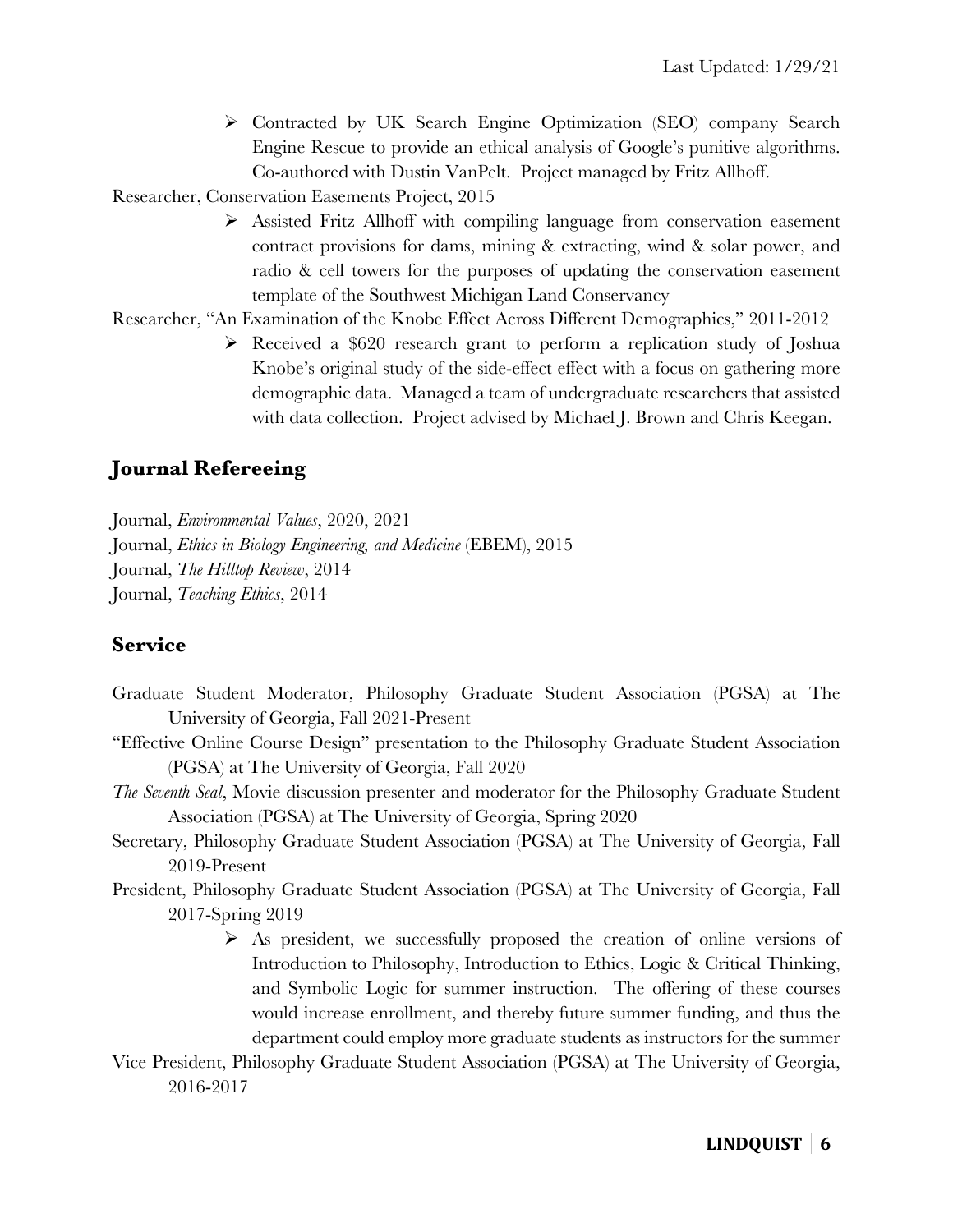- Contracted by UK Search Engine Optimization (SEO) company Search Engine Rescue to provide an ethical analysis of Google's punitive algorithms. Co-authored with Dustin VanPelt. Project managed by Fritz Allhoff.

Researcher, Conservation Easements Project, 2015

- Assisted Fritz Allhoff with compiling language from conservation easement contract provisions for dams, mining & extracting, wind & solar power, and radio & cell towers for the purposes of updating the conservation easement template of the Southwest Michigan Land Conservancy

Researcher, "An Examination of the Knobe Effect Across Different Demographics," 2011-2012

- Received a $620 research grant to perform a replication study of Joshua Knobe's original study of the side-effect effect with a focus on gathering more demographic data. Managed a team of undergraduate researchers that assisted with data collection. Project advised by Michael J. Brown and Chris Keegan.

## Journal Refereeing

Journal, *Environmental Values*, 2020, 2021
Journal, *Ethics in Biology Engineering, and Medicine* (EBEM), 2015
Journal, *The Hilltop Review*, 2014
Journal, *Teaching Ethics*, 2014

## Service

Graduate Student Moderator, Philosophy Graduate Student Association (PGSA) at The University of Georgia, Fall 2021-Present

"Effective Online Course Design" presentation to the Philosophy Graduate Student Association (PGSA) at The University of Georgia, Fall 2020

*The Seventh Seal*, Movie discussion presenter and moderator for the Philosophy Graduate Student Association (PGSA) at The University of Georgia, Spring 2020

Secretary, Philosophy Graduate Student Association (PGSA) at The University of Georgia, Fall 2019-Present

President, Philosophy Graduate Student Association (PGSA) at The University of Georgia, Fall 2017-Spring 2019

- As president, we successfully proposed the creation of online versions of Introduction to Philosophy, Introduction to Ethics, Logic & Critical Thinking, and Symbolic Logic for summer instruction. The offering of these courses would increase enrollment, and thereby future summer funding, and thus the department could employ more graduate students as instructors for the summer

Vice President, Philosophy Graduate Student Association (PGSA) at The University of Georgia, 2016-2017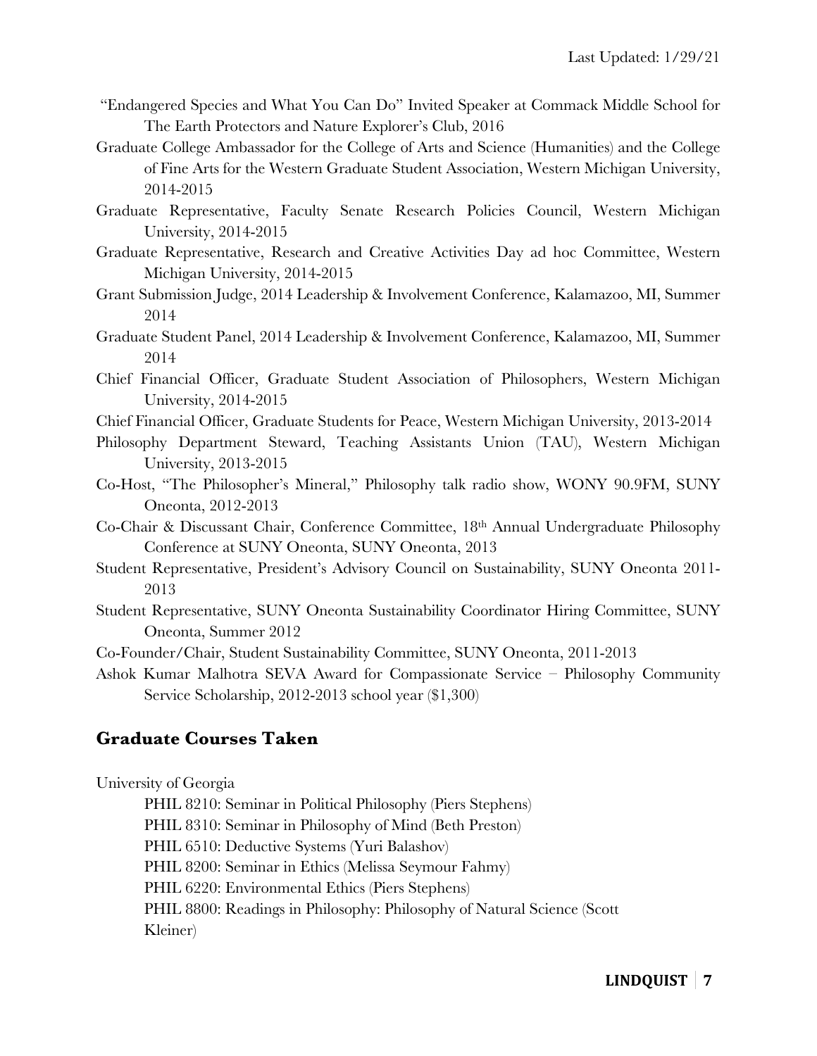"Endangered Species and What You Can Do" Invited Speaker at Commack Middle School for The Earth Protectors and Nature Explorer's Club, 2016

Graduate College Ambassador for the College of Arts and Science (Humanities) and the College of Fine Arts for the Western Graduate Student Association, Western Michigan University, 2014-2015

Graduate Representative, Faculty Senate Research Policies Council, Western Michigan University, 2014-2015

Graduate Representative, Research and Creative Activities Day ad hoc Committee, Western Michigan University, 2014-2015

Grant Submission Judge, 2014 Leadership & Involvement Conference, Kalamazoo, MI, Summer 2014

Graduate Student Panel, 2014 Leadership & Involvement Conference, Kalamazoo, MI, Summer 2014

Chief Financial Officer, Graduate Student Association of Philosophers, Western Michigan University, 2014-2015

Chief Financial Officer, Graduate Students for Peace, Western Michigan University, 2013-2014

Philosophy Department Steward, Teaching Assistants Union (TAU), Western Michigan University, 2013-2015

Co-Host, "The Philosopher's Mineral," Philosophy talk radio show, WONY 90.9FM, SUNY Oneonta, 2012-2013

Co-Chair & Discussant Chair, Conference Committee, 18th Annual Undergraduate Philosophy Conference at SUNY Oneonta, SUNY Oneonta, 2013

Student Representative, President's Advisory Council on Sustainability, SUNY Oneonta 2011-2013

Student Representative, SUNY Oneonta Sustainability Coordinator Hiring Committee, SUNY Oneonta, Summer 2012

Co-Founder/Chair, Student Sustainability Committee, SUNY Oneonta, 2011-2013

Ashok Kumar Malhotra SEVA Award for Compassionate Service – Philosophy Community Service Scholarship, 2012-2013 school year ($1,300)

## Graduate Courses Taken

University of Georgia

- PHIL 8210: Seminar in Political Philosophy (Piers Stephens)
- PHIL 8310: Seminar in Philosophy of Mind (Beth Preston)
- PHIL 6510: Deductive Systems (Yuri Balashov)
- PHIL 8200: Seminar in Ethics (Melissa Seymour Fahmy)
- PHIL 6220: Environmental Ethics (Piers Stephens)
- PHIL 8800: Readings in Philosophy: Philosophy of Natural Science (Scott Kleiner)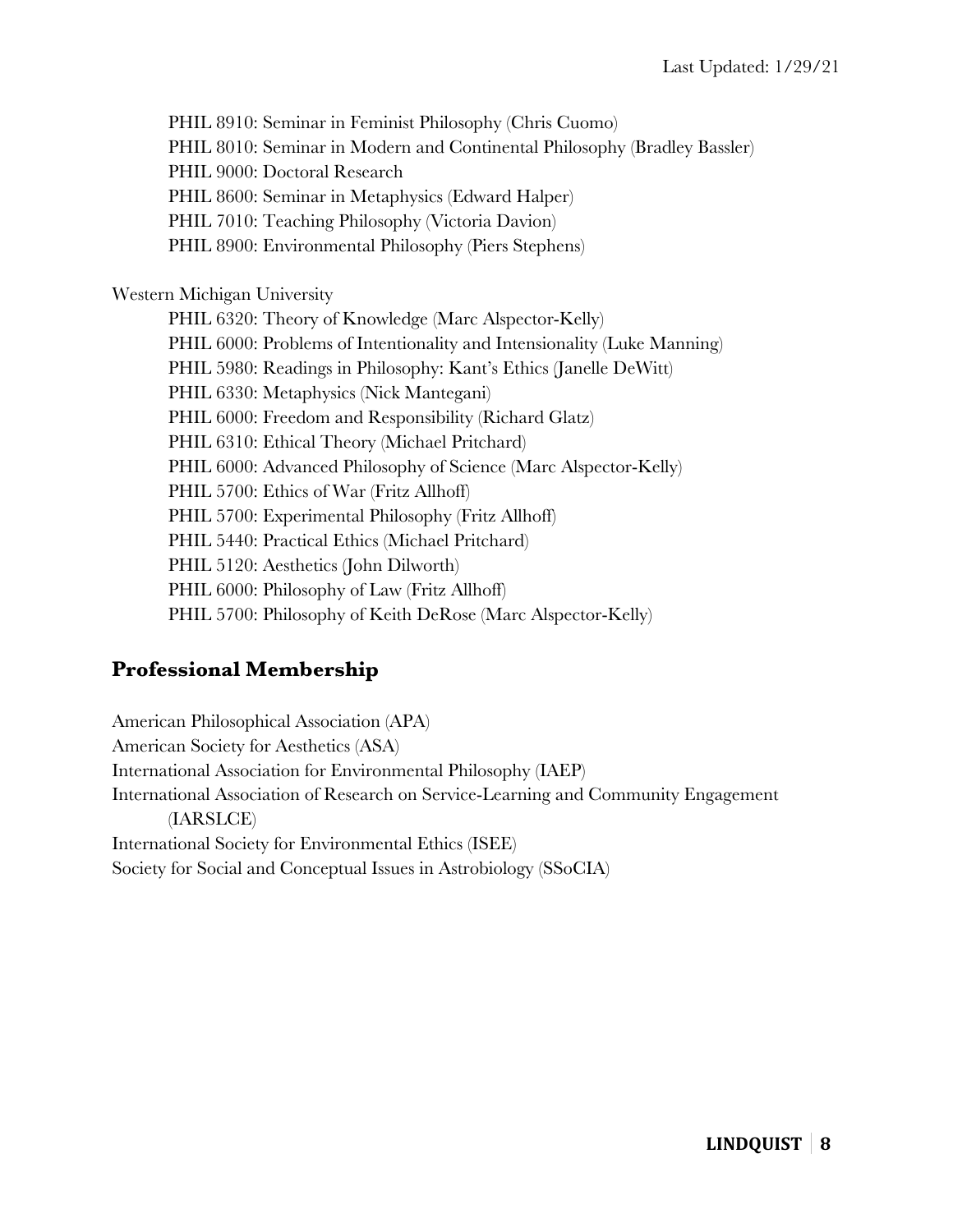PHIL 8910: Seminar in Feminist Philosophy (Chris Cuomo)
PHIL 8010: Seminar in Modern and Continental Philosophy (Bradley Bassler)
PHIL 9000: Doctoral Research
PHIL 8600: Seminar in Metaphysics (Edward Halper)
PHIL 7010: Teaching Philosophy (Victoria Davion)
PHIL 8900: Environmental Philosophy (Piers Stephens)

Western Michigan University

PHIL 6320: Theory of Knowledge (Marc Alspector-Kelly)
PHIL 6000: Problems of Intentionality and Intensionality (Luke Manning)
PHIL 5980: Readings in Philosophy: Kant's Ethics (Janelle DeWitt)
PHIL 6330: Metaphysics (Nick Mantegani)
PHIL 6000: Freedom and Responsibility (Richard Glatz)
PHIL 6310: Ethical Theory (Michael Pritchard)
PHIL 6000: Advanced Philosophy of Science (Marc Alspector-Kelly)
PHIL 5700: Ethics of War (Fritz Allhoff)
PHIL 5700: Experimental Philosophy (Fritz Allhoff)
PHIL 5440: Practical Ethics (Michael Pritchard)
PHIL 5120: Aesthetics (John Dilworth)
PHIL 6000: Philosophy of Law (Fritz Allhoff)
PHIL 5700: Philosophy of Keith DeRose (Marc Alspector-Kelly)

## Professional Membership

American Philosophical Association (APA)
American Society for Aesthetics (ASA)
International Association for Environmental Philosophy (IAEP)
International Association of Research on Service-Learning and Community Engagement (IARSLCE)
International Society for Environmental Ethics (ISEE)
Society for Social and Conceptual Issues in Astrobiology (SSoCIA)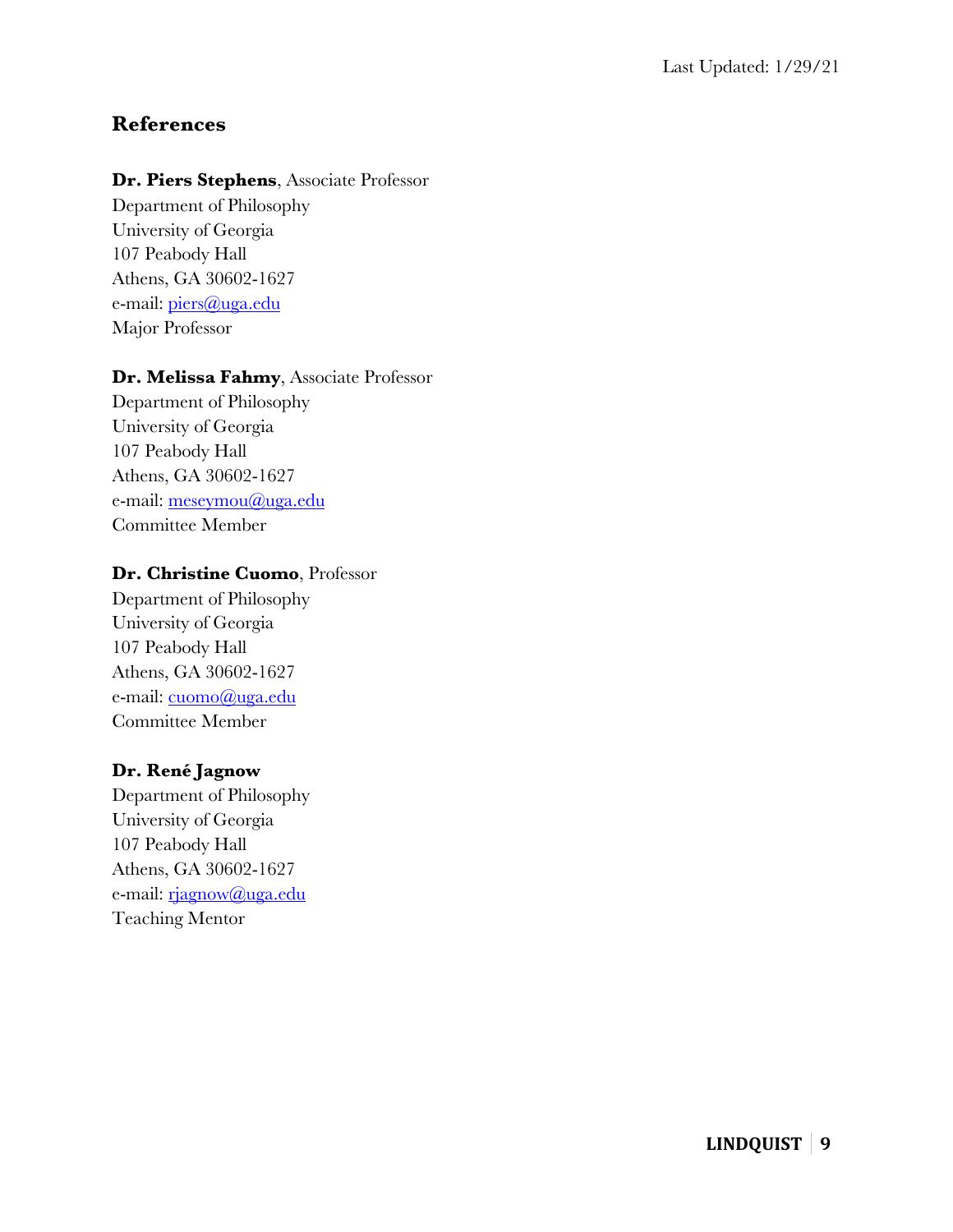Last Updated: 1/29/21

## References

**Dr. Piers Stephens**, Associate Professor
Department of Philosophy
University of Georgia
107 Peabody Hall
Athens, GA 30602-1627
e-mail: piers@uga.edu
Major Professor

**Dr. Melissa Fahmy**, Associate Professor
Department of Philosophy
University of Georgia
107 Peabody Hall
Athens, GA 30602-1627
e-mail: meseymou@uga.edu
Committee Member

**Dr. Christine Cuomo**, Professor
Department of Philosophy
University of Georgia
107 Peabody Hall
Athens, GA 30602-1627
e-mail: cuomo@uga.edu
Committee Member

**Dr. René Jagnow**
Department of Philosophy
University of Georgia
107 Peabody Hall
Athens, GA 30602-1627
e-mail: rjagnow@uga.edu
Teaching Mentor